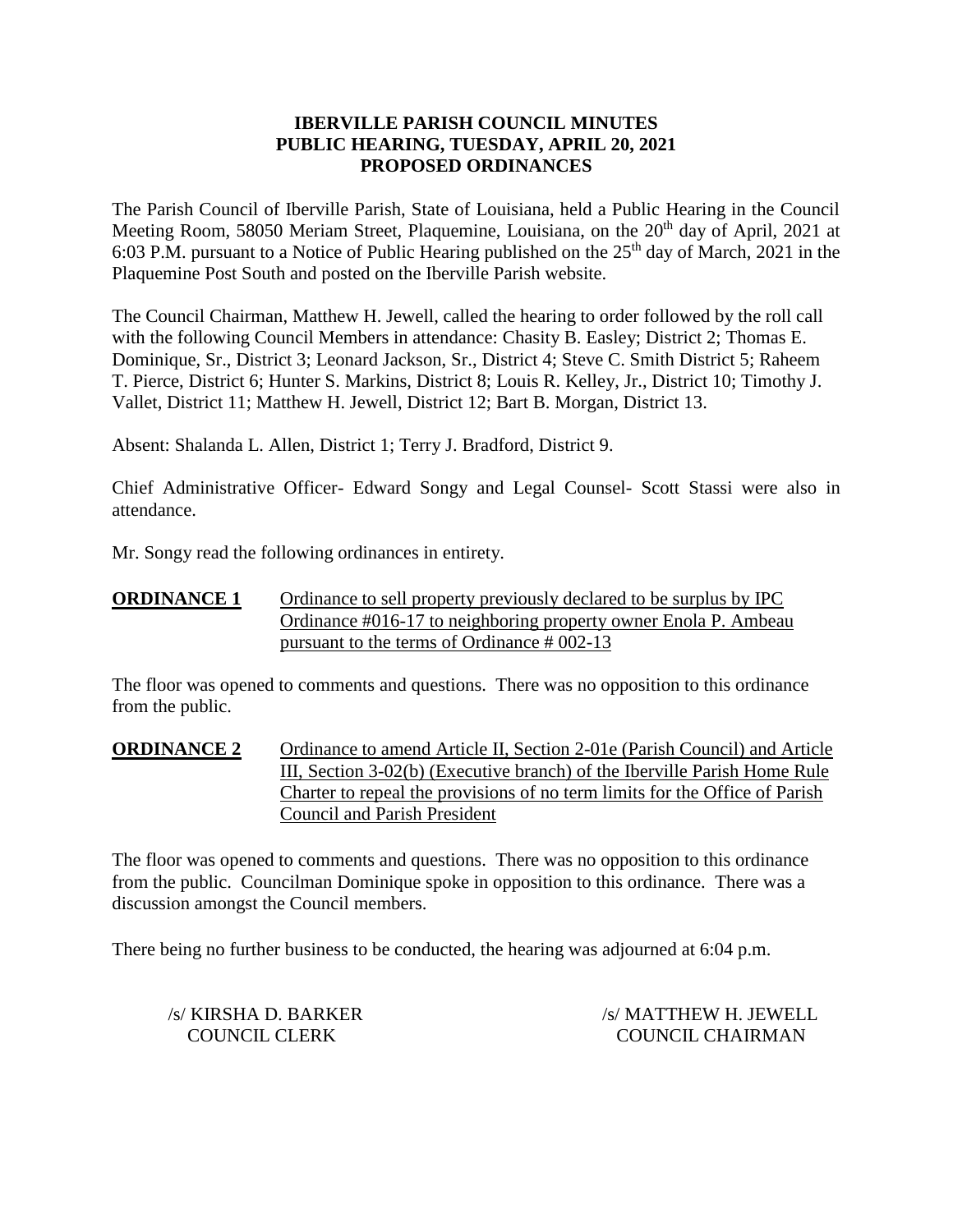# IBERVILLE PARISH COUNCIL MINUTES
## PUBLIC HEARING, TUESDAY, APRIL 20, 2021
## PROPOSED ORDINANCES

The Parish Council of Iberville Parish, State of Louisiana, held a Public Hearing in the Council Meeting Room, 58050 Meriam Street, Plaquemine, Louisiana, on the 20th day of April, 2021 at 6:03 P.M. pursuant to a Notice of Public Hearing published on the 25th day of March, 2021 in the Plaquemine Post South and posted on the Iberville Parish website.

The Council Chairman, Matthew H. Jewell, called the hearing to order followed by the roll call with the following Council Members in attendance: Chasity B. Easley; District 2; Thomas E. Dominique, Sr., District 3; Leonard Jackson, Sr., District 4; Steve C. Smith District 5; Raheem T. Pierce, District 6; Hunter S. Markins, District 8; Louis R. Kelley, Jr., District 10; Timothy J. Vallet, District 11; Matthew H. Jewell, District 12; Bart B. Morgan, District 13.

Absent: Shalanda L. Allen, District 1; Terry J. Bradford, District 9.

Chief Administrative Officer- Edward Songy and Legal Counsel- Scott Stassi were also in attendance.

Mr. Songy read the following ordinances in entirety.

**ORDINANCE 1** Ordinance to sell property previously declared to be surplus by IPC Ordinance #016-17 to neighboring property owner Enola P. Ambeau pursuant to the terms of Ordinance # 002-13

The floor was opened to comments and questions. There was no opposition to this ordinance from the public.

**ORDINANCE 2** Ordinance to amend Article II, Section 2-01e (Parish Council) and Article III, Section 3-02(b) (Executive branch) of the Iberville Parish Home Rule Charter to repeal the provisions of no term limits for the Office of Parish Council and Parish President

The floor was opened to comments and questions. There was no opposition to this ordinance from the public. Councilman Dominique spoke in opposition to this ordinance. There was a discussion amongst the Council members.

There being no further business to be conducted, the hearing was adjourned at 6:04 p.m.

/s/ KIRSHA D. BARKER
COUNCIL CLERK

/s/ MATTHEW H. JEWELL
COUNCIL CHAIRMAN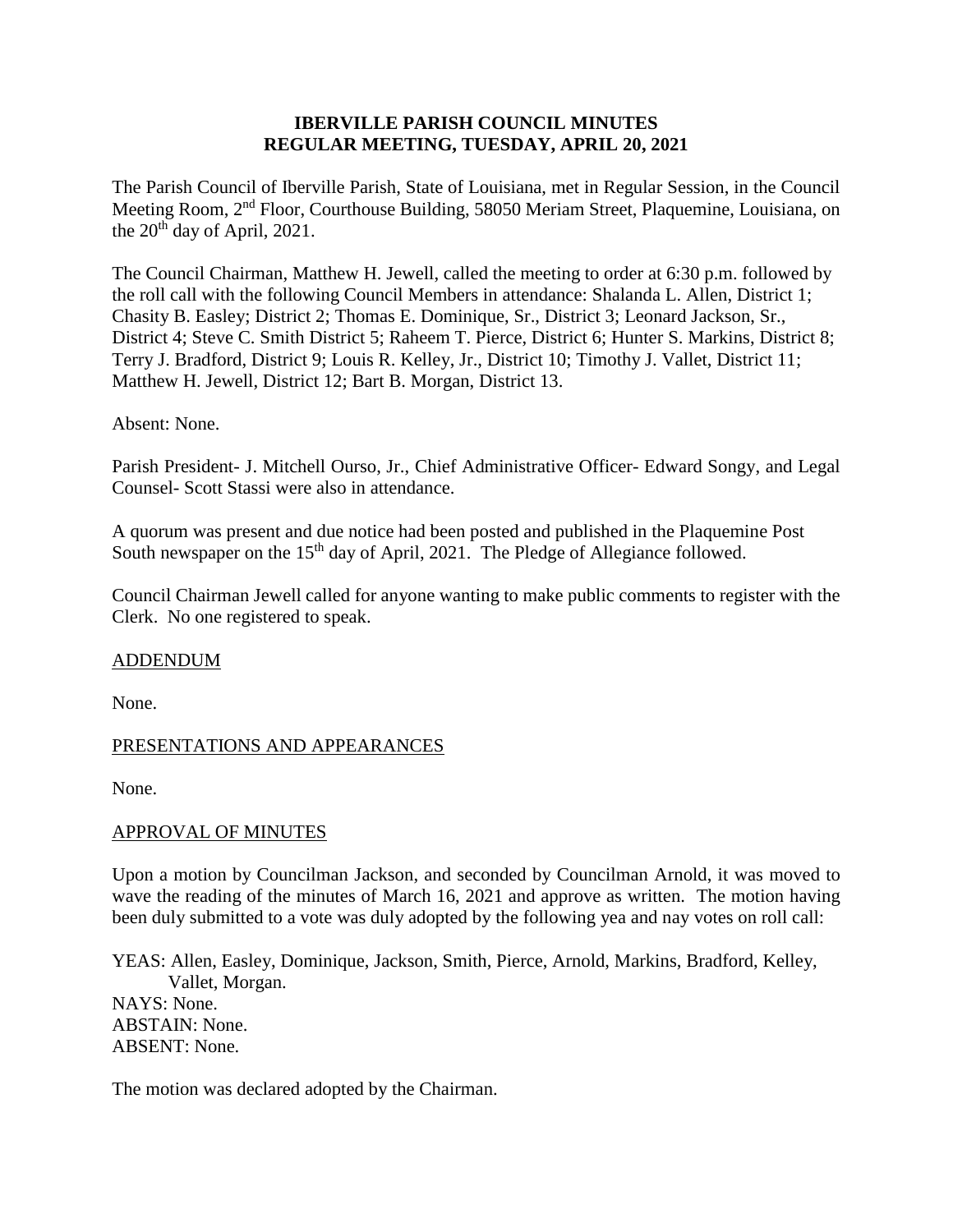**IBERVILLE PARISH COUNCIL MINUTES**
**REGULAR MEETING, TUESDAY, APRIL 20, 2021**

The Parish Council of Iberville Parish, State of Louisiana, met in Regular Session, in the Council Meeting Room, 2nd Floor, Courthouse Building, 58050 Meriam Street, Plaquemine, Louisiana, on the 20th day of April, 2021.

The Council Chairman, Matthew H. Jewell, called the meeting to order at 6:30 p.m. followed by the roll call with the following Council Members in attendance: Shalanda L. Allen, District 1; Chasity B. Easley; District 2; Thomas E. Dominique, Sr., District 3; Leonard Jackson, Sr., District 4; Steve C. Smith District 5; Raheem T. Pierce, District 6; Hunter S. Markins, District 8; Terry J. Bradford, District 9; Louis R. Kelley, Jr., District 10; Timothy J. Vallet, District 11; Matthew H. Jewell, District 12; Bart B. Morgan, District 13.

Absent: None.

Parish President- J. Mitchell Ourso, Jr., Chief Administrative Officer- Edward Songy, and Legal Counsel- Scott Stassi were also in attendance.

A quorum was present and due notice had been posted and published in the Plaquemine Post South newspaper on the 15th day of April, 2021. The Pledge of Allegiance followed.

Council Chairman Jewell called for anyone wanting to make public comments to register with the Clerk. No one registered to speak.

ADDENDUM

None.

PRESENTATIONS AND APPEARANCES

None.

APPROVAL OF MINUTES

Upon a motion by Councilman Jackson, and seconded by Councilman Arnold, it was moved to wave the reading of the minutes of March 16, 2021 and approve as written. The motion having been duly submitted to a vote was duly adopted by the following yea and nay votes on roll call:

YEAS: Allen, Easley, Dominique, Jackson, Smith, Pierce, Arnold, Markins, Bradford, Kelley, Vallet, Morgan.
NAYS: None.
ABSTAIN: None.
ABSENT: None.

The motion was declared adopted by the Chairman.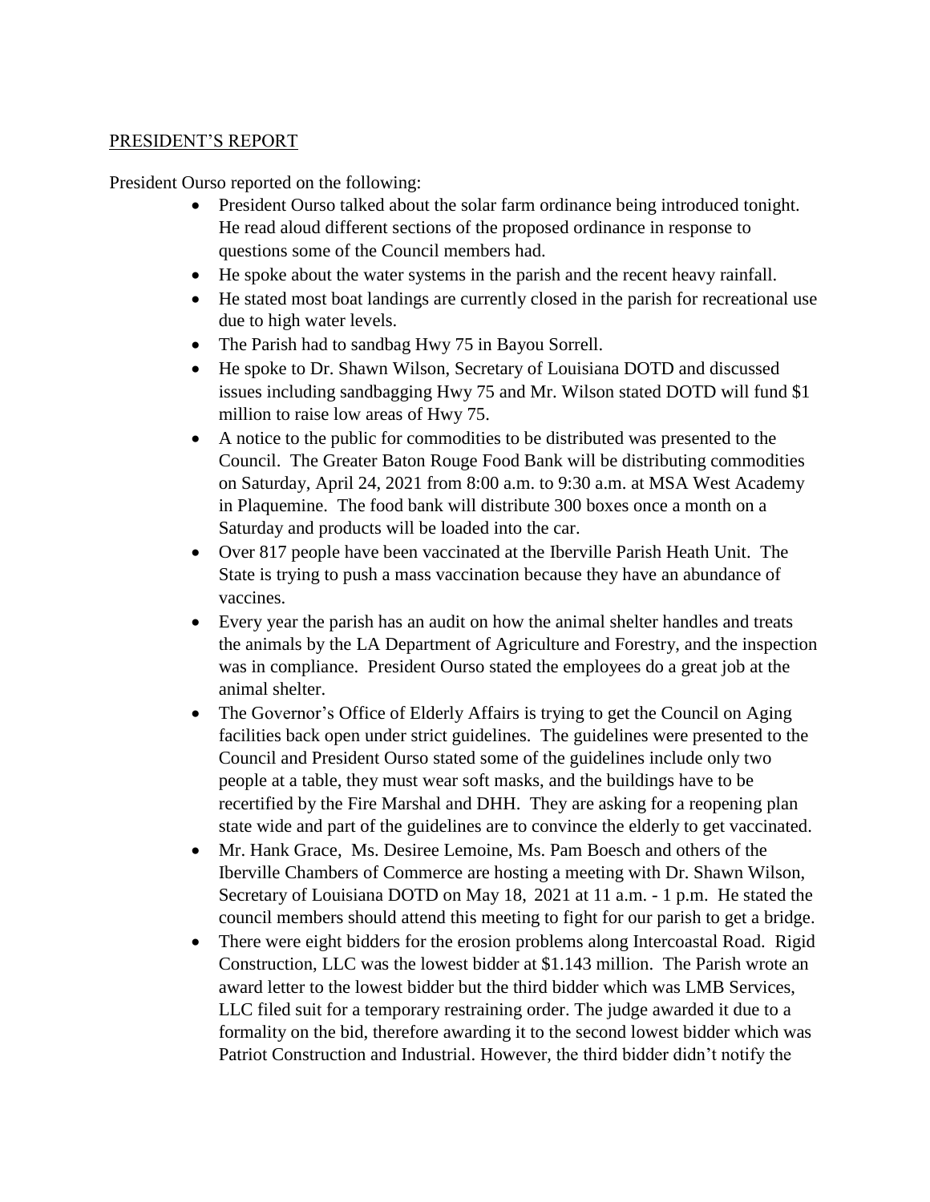PRESIDENT'S REPORT

President Ourso reported on the following:

- President Ourso talked about the solar farm ordinance being introduced tonight. He read aloud different sections of the proposed ordinance in response to questions some of the Council members had.
- He spoke about the water systems in the parish and the recent heavy rainfall.
- He stated most boat landings are currently closed in the parish for recreational use due to high water levels.
- The Parish had to sandbag Hwy 75 in Bayou Sorrell.
- He spoke to Dr. Shawn Wilson, Secretary of Louisiana DOTD and discussed issues including sandbagging Hwy 75 and Mr. Wilson stated DOTD will fund $1 million to raise low areas of Hwy 75.
- A notice to the public for commodities to be distributed was presented to the Council. The Greater Baton Rouge Food Bank will be distributing commodities on Saturday, April 24, 2021 from 8:00 a.m. to 9:30 a.m. at MSA West Academy in Plaquemine. The food bank will distribute 300 boxes once a month on a Saturday and products will be loaded into the car.
- Over 817 people have been vaccinated at the Iberville Parish Heath Unit. The State is trying to push a mass vaccination because they have an abundance of vaccines.
- Every year the parish has an audit on how the animal shelter handles and treats the animals by the LA Department of Agriculture and Forestry, and the inspection was in compliance. President Ourso stated the employees do a great job at the animal shelter.
- The Governor's Office of Elderly Affairs is trying to get the Council on Aging facilities back open under strict guidelines. The guidelines were presented to the Council and President Ourso stated some of the guidelines include only two people at a table, they must wear soft masks, and the buildings have to be recertified by the Fire Marshal and DHH. They are asking for a reopening plan state wide and part of the guidelines are to convince the elderly to get vaccinated.
- Mr. Hank Grace, Ms. Desiree Lemoine, Ms. Pam Boesch and others of the Iberville Chambers of Commerce are hosting a meeting with Dr. Shawn Wilson, Secretary of Louisiana DOTD on May 18, 2021 at 11 a.m. - 1 p.m. He stated the council members should attend this meeting to fight for our parish to get a bridge.
- There were eight bidders for the erosion problems along Intercoastal Road. Rigid Construction, LLC was the lowest bidder at $1.143 million. The Parish wrote an award letter to the lowest bidder but the third bidder which was LMB Services, LLC filed suit for a temporary restraining order. The judge awarded it due to a formality on the bid, therefore awarding it to the second lowest bidder which was Patriot Construction and Industrial. However, the third bidder didn't notify the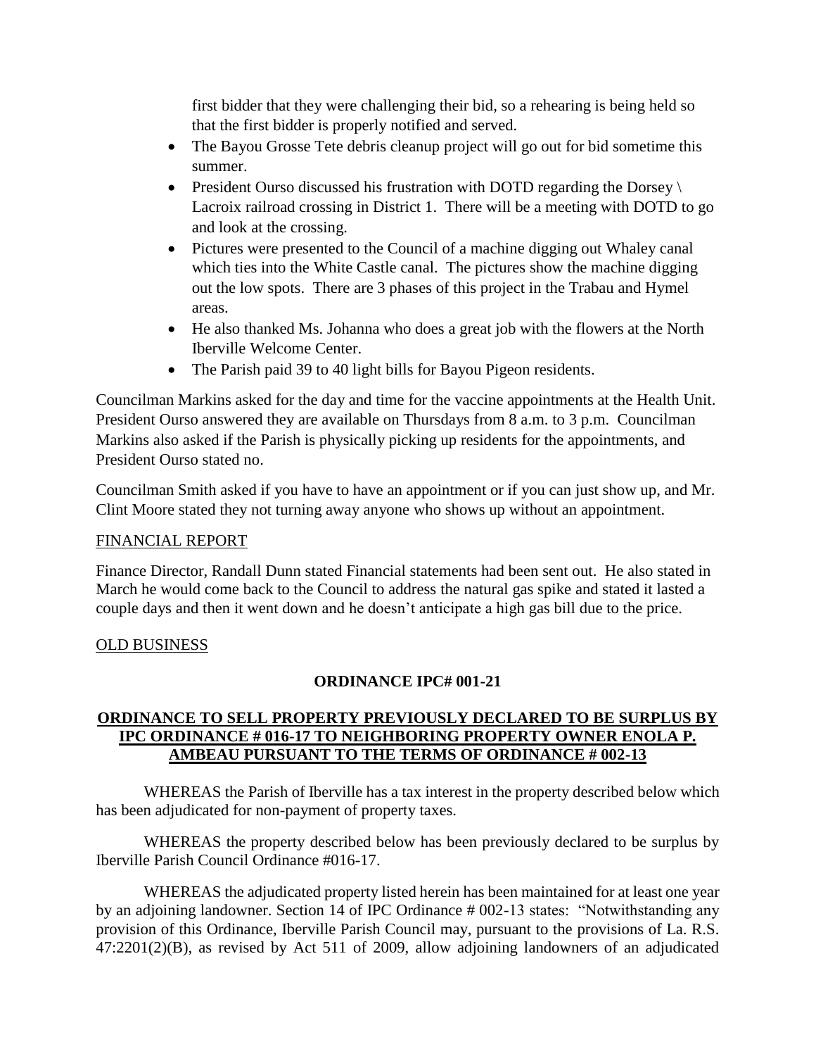first bidder that they were challenging their bid, so a rehearing is being held so that the first bidder is properly notified and served.

- The Bayou Grosse Tete debris cleanup project will go out for bid sometime this summer.
- President Ourso discussed his frustration with DOTD regarding the Dorsey \ Lacroix railroad crossing in District 1. There will be a meeting with DOTD to go and look at the crossing.
- Pictures were presented to the Council of a machine digging out Whaley canal which ties into the White Castle canal. The pictures show the machine digging out the low spots. There are 3 phases of this project in the Trabau and Hymel areas.
- He also thanked Ms. Johanna who does a great job with the flowers at the North Iberville Welcome Center.
- The Parish paid 39 to 40 light bills for Bayou Pigeon residents.

Councilman Markins asked for the day and time for the vaccine appointments at the Health Unit. President Ourso answered they are available on Thursdays from 8 a.m. to 3 p.m. Councilman Markins also asked if the Parish is physically picking up residents for the appointments, and President Ourso stated no.

Councilman Smith asked if you have to have an appointment or if you can just show up, and Mr. Clint Moore stated they not turning away anyone who shows up without an appointment.

FINANCIAL REPORT

Finance Director, Randall Dunn stated Financial statements had been sent out. He also stated in March he would come back to the Council to address the natural gas spike and stated it lasted a couple days and then it went down and he doesn't anticipate a high gas bill due to the price.

OLD BUSINESS

**ORDINANCE IPC# 001-21**

**ORDINANCE TO SELL PROPERTY PREVIOUSLY DECLARED TO BE SURPLUS BY IPC ORDINANCE # 016-17 TO NEIGHBORING PROPERTY OWNER ENOLA P. AMBEAU PURSUANT TO THE TERMS OF ORDINANCE # 002-13**

WHEREAS the Parish of Iberville has a tax interest in the property described below which has been adjudicated for non-payment of property taxes.

WHEREAS the property described below has been previously declared to be surplus by Iberville Parish Council Ordinance #016-17.

WHEREAS the adjudicated property listed herein has been maintained for at least one year by an adjoining landowner. Section 14 of IPC Ordinance # 002-13 states: "Notwithstanding any provision of this Ordinance, Iberville Parish Council may, pursuant to the provisions of La. R.S. 47:2201(2)(B), as revised by Act 511 of 2009, allow adjoining landowners of an adjudicated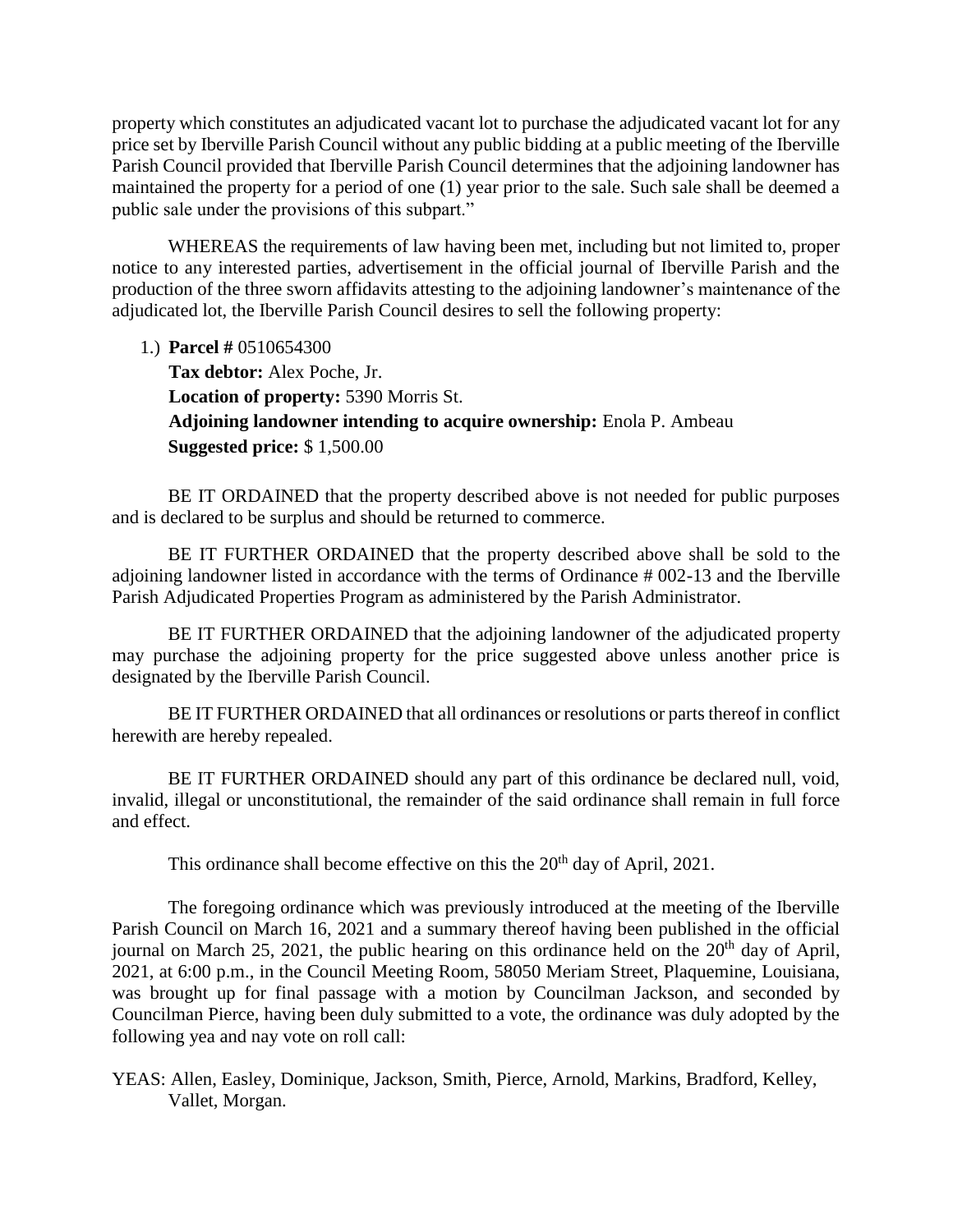property which constitutes an adjudicated vacant lot to purchase the adjudicated vacant lot for any price set by Iberville Parish Council without any public bidding at a public meeting of the Iberville Parish Council provided that Iberville Parish Council determines that the adjoining landowner has maintained the property for a period of one (1) year prior to the sale. Such sale shall be deemed a public sale under the provisions of this subpart."

WHEREAS the requirements of law having been met, including but not limited to, proper notice to any interested parties, advertisement in the official journal of Iberville Parish and the production of the three sworn affidavits attesting to the adjoining landowner's maintenance of the adjudicated lot, the Iberville Parish Council desires to sell the following property:

1.) **Parcel #** 0510654300
**Tax debtor:** Alex Poche, Jr.
**Location of property:** 5390 Morris St.
**Adjoining landowner intending to acquire ownership:** Enola P. Ambeau
**Suggested price:** $ 1,500.00

BE IT ORDAINED that the property described above is not needed for public purposes and is declared to be surplus and should be returned to commerce.

BE IT FURTHER ORDAINED that the property described above shall be sold to the adjoining landowner listed in accordance with the terms of Ordinance # 002-13 and the Iberville Parish Adjudicated Properties Program as administered by the Parish Administrator.

BE IT FURTHER ORDAINED that the adjoining landowner of the adjudicated property may purchase the adjoining property for the price suggested above unless another price is designated by the Iberville Parish Council.

BE IT FURTHER ORDAINED that all ordinances or resolutions or parts thereof in conflict herewith are hereby repealed.

BE IT FURTHER ORDAINED should any part of this ordinance be declared null, void, invalid, illegal or unconstitutional, the remainder of the said ordinance shall remain in full force and effect.

This ordinance shall become effective on this the 20th day of April, 2021.

The foregoing ordinance which was previously introduced at the meeting of the Iberville Parish Council on March 16, 2021 and a summary thereof having been published in the official journal on March 25, 2021, the public hearing on this ordinance held on the 20th day of April, 2021, at 6:00 p.m., in the Council Meeting Room, 58050 Meriam Street, Plaquemine, Louisiana, was brought up for final passage with a motion by Councilman Jackson, and seconded by Councilman Pierce, having been duly submitted to a vote, the ordinance was duly adopted by the following yea and nay vote on roll call:

YEAS: Allen, Easley, Dominique, Jackson, Smith, Pierce, Arnold, Markins, Bradford, Kelley, Vallet, Morgan.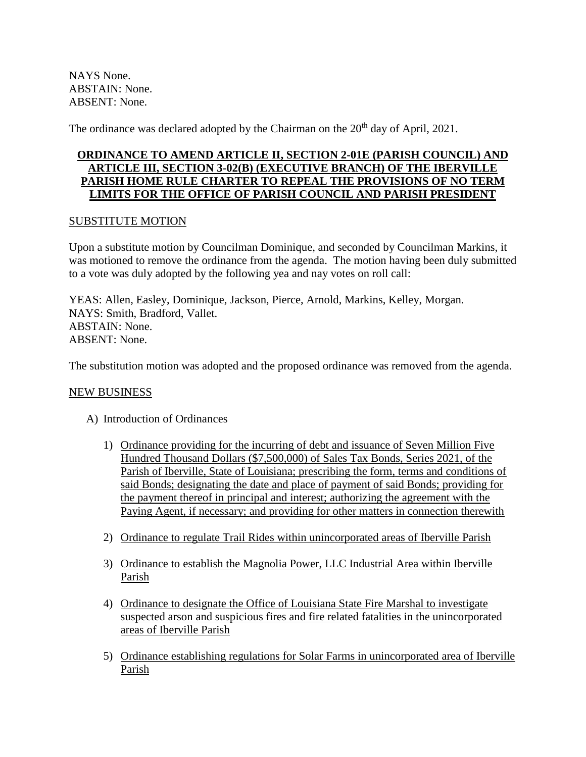NAYS None.
ABSTAIN: None.
ABSENT: None.

The ordinance was declared adopted by the Chairman on the 20th day of April, 2021.

**ORDINANCE TO AMEND ARTICLE II, SECTION 2-01E (PARISH COUNCIL) AND ARTICLE III, SECTION 3-02(B) (EXECUTIVE BRANCH) OF THE IBERVILLE PARISH HOME RULE CHARTER TO REPEAL THE PROVISIONS OF NO TERM LIMITS FOR THE OFFICE OF PARISH COUNCIL AND PARISH PRESIDENT**

SUBSTITUTE MOTION

Upon a substitute motion by Councilman Dominique, and seconded by Councilman Markins, it was motioned to remove the ordinance from the agenda. The motion having been duly submitted to a vote was duly adopted by the following yea and nay votes on roll call:

YEAS: Allen, Easley, Dominique, Jackson, Pierce, Arnold, Markins, Kelley, Morgan.
NAYS: Smith, Bradford, Vallet.
ABSTAIN: None.
ABSENT: None.

The substitution motion was adopted and the proposed ordinance was removed from the agenda.

NEW BUSINESS

A) Introduction of Ordinances

1) Ordinance providing for the incurring of debt and issuance of Seven Million Five Hundred Thousand Dollars ($7,500,000) of Sales Tax Bonds, Series 2021, of the Parish of Iberville, State of Louisiana; prescribing the form, terms and conditions of said Bonds; designating the date and place of payment of said Bonds; providing for the payment thereof in principal and interest; authorizing the agreement with the Paying Agent, if necessary; and providing for other matters in connection therewith

2) Ordinance to regulate Trail Rides within unincorporated areas of Iberville Parish

3) Ordinance to establish the Magnolia Power, LLC Industrial Area within Iberville Parish

4) Ordinance to designate the Office of Louisiana State Fire Marshal to investigate suspected arson and suspicious fires and fire related fatalities in the unincorporated areas of Iberville Parish

5) Ordinance establishing regulations for Solar Farms in unincorporated area of Iberville Parish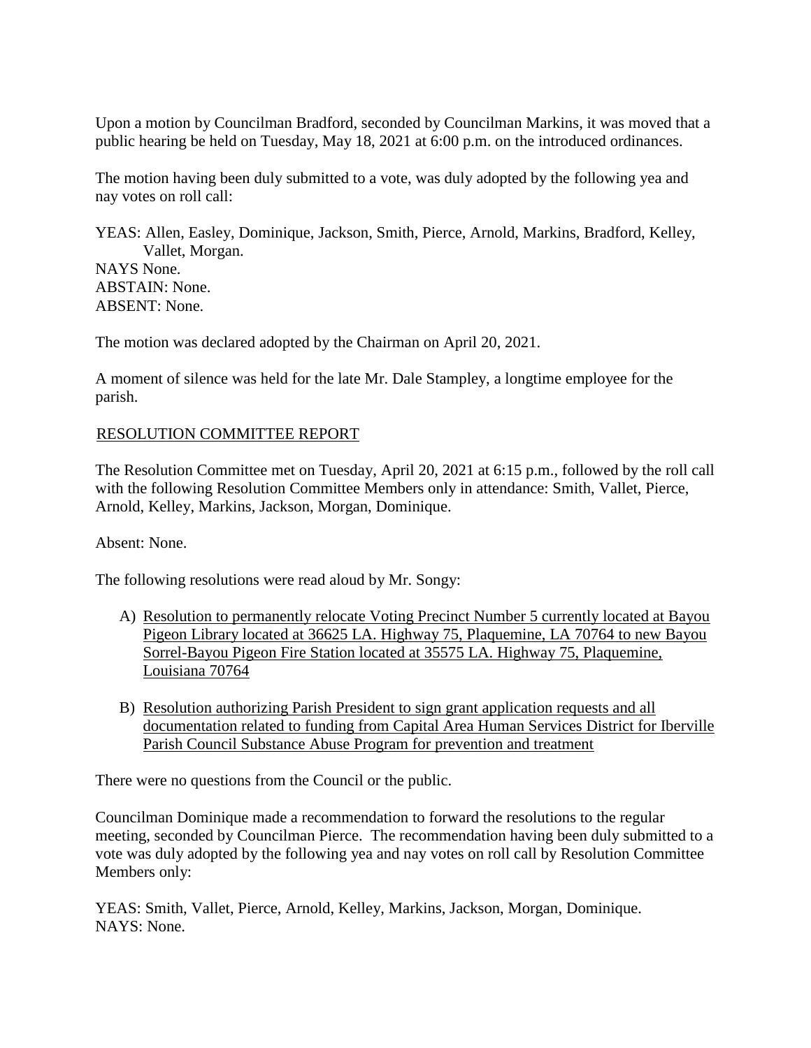Upon a motion by Councilman Bradford, seconded by Councilman Markins, it was moved that a public hearing be held on Tuesday, May 18, 2021 at 6:00 p.m. on the introduced ordinances.

The motion having been duly submitted to a vote, was duly adopted by the following yea and nay votes on roll call:

YEAS: Allen, Easley, Dominique, Jackson, Smith, Pierce, Arnold, Markins, Bradford, Kelley, Vallet, Morgan.
NAYS None.
ABSTAIN: None.
ABSENT: None.

The motion was declared adopted by the Chairman on April 20, 2021.

A moment of silence was held for the late Mr. Dale Stampley, a longtime employee for the parish.

## RESOLUTION COMMITTEE REPORT

The Resolution Committee met on Tuesday, April 20, 2021 at 6:15 p.m., followed by the roll call with the following Resolution Committee Members only in attendance: Smith, Vallet, Pierce, Arnold, Kelley, Markins, Jackson, Morgan, Dominique.

Absent: None.

The following resolutions were read aloud by Mr. Songy:

A) Resolution to permanently relocate Voting Precinct Number 5 currently located at Bayou Pigeon Library located at 36625 LA. Highway 75, Plaquemine, LA 70764 to new Bayou Sorrel-Bayou Pigeon Fire Station located at 35575 LA. Highway 75, Plaquemine, Louisiana 70764

B) Resolution authorizing Parish President to sign grant application requests and all documentation related to funding from Capital Area Human Services District for Iberville Parish Council Substance Abuse Program for prevention and treatment

There were no questions from the Council or the public.

Councilman Dominique made a recommendation to forward the resolutions to the regular meeting, seconded by Councilman Pierce. The recommendation having been duly submitted to a vote was duly adopted by the following yea and nay votes on roll call by Resolution Committee Members only:

YEAS: Smith, Vallet, Pierce, Arnold, Kelley, Markins, Jackson, Morgan, Dominique.
NAYS: None.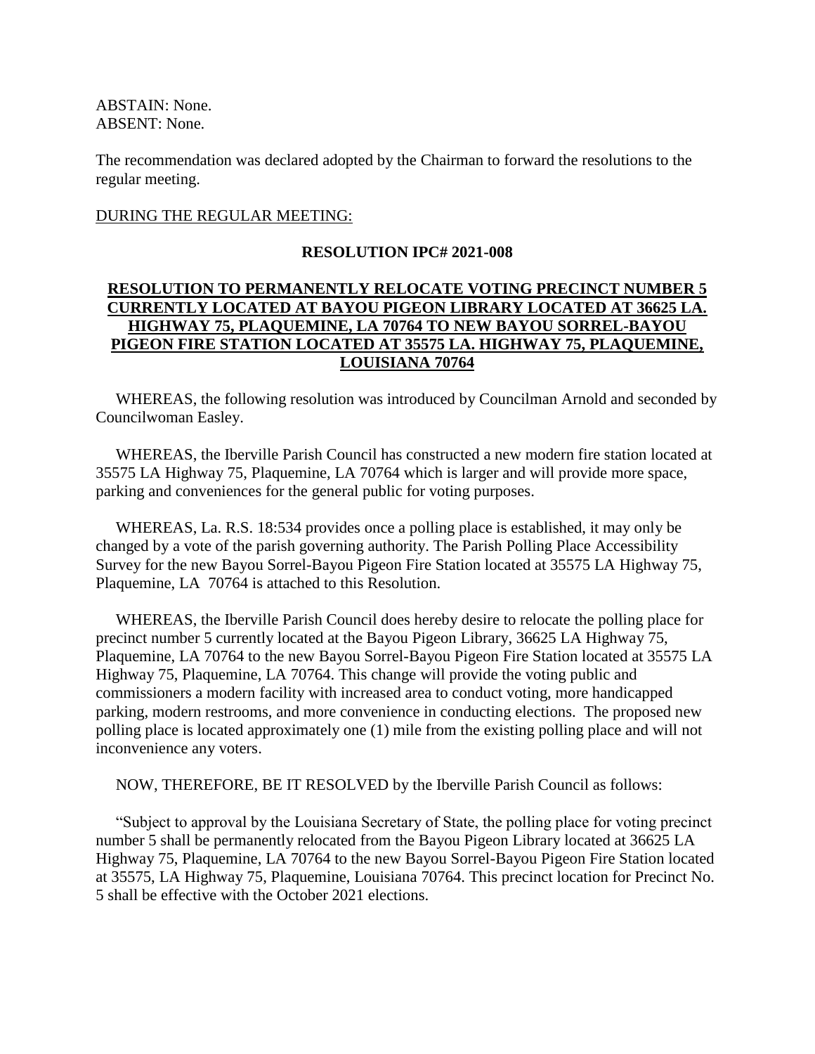ABSTAIN: None.
ABSENT: None.

The recommendation was declared adopted by the Chairman to forward the resolutions to the regular meeting.

DURING THE REGULAR MEETING:

**RESOLUTION IPC# 2021-008**

**RESOLUTION TO PERMANENTLY RELOCATE VOTING PRECINCT NUMBER 5 CURRENTLY LOCATED AT BAYOU PIGEON LIBRARY LOCATED AT 36625 LA. HIGHWAY 75, PLAQUEMINE, LA 70764 TO NEW BAYOU SORREL-BAYOU PIGEON FIRE STATION LOCATED AT 35575 LA. HIGHWAY 75, PLAQUEMINE, LOUISIANA 70764**

WHEREAS, the following resolution was introduced by Councilman Arnold and seconded by Councilwoman Easley.

WHEREAS, the Iberville Parish Council has constructed a new modern fire station located at 35575 LA Highway 75, Plaquemine, LA 70764 which is larger and will provide more space, parking and conveniences for the general public for voting purposes.

WHEREAS, La. R.S. 18:534 provides once a polling place is established, it may only be changed by a vote of the parish governing authority. The Parish Polling Place Accessibility Survey for the new Bayou Sorrel-Bayou Pigeon Fire Station located at 35575 LA Highway 75, Plaquemine, LA 70764 is attached to this Resolution.

WHEREAS, the Iberville Parish Council does hereby desire to relocate the polling place for precinct number 5 currently located at the Bayou Pigeon Library, 36625 LA Highway 75, Plaquemine, LA 70764 to the new Bayou Sorrel-Bayou Pigeon Fire Station located at 35575 LA Highway 75, Plaquemine, LA 70764. This change will provide the voting public and commissioners a modern facility with increased area to conduct voting, more handicapped parking, modern restrooms, and more convenience in conducting elections. The proposed new polling place is located approximately one (1) mile from the existing polling place and will not inconvenience any voters.

NOW, THEREFORE, BE IT RESOLVED by the Iberville Parish Council as follows:

"Subject to approval by the Louisiana Secretary of State, the polling place for voting precinct number 5 shall be permanently relocated from the Bayou Pigeon Library located at 36625 LA Highway 75, Plaquemine, LA 70764 to the new Bayou Sorrel-Bayou Pigeon Fire Station located at 35575, LA Highway 75, Plaquemine, Louisiana 70764. This precinct location for Precinct No. 5 shall be effective with the October 2021 elections.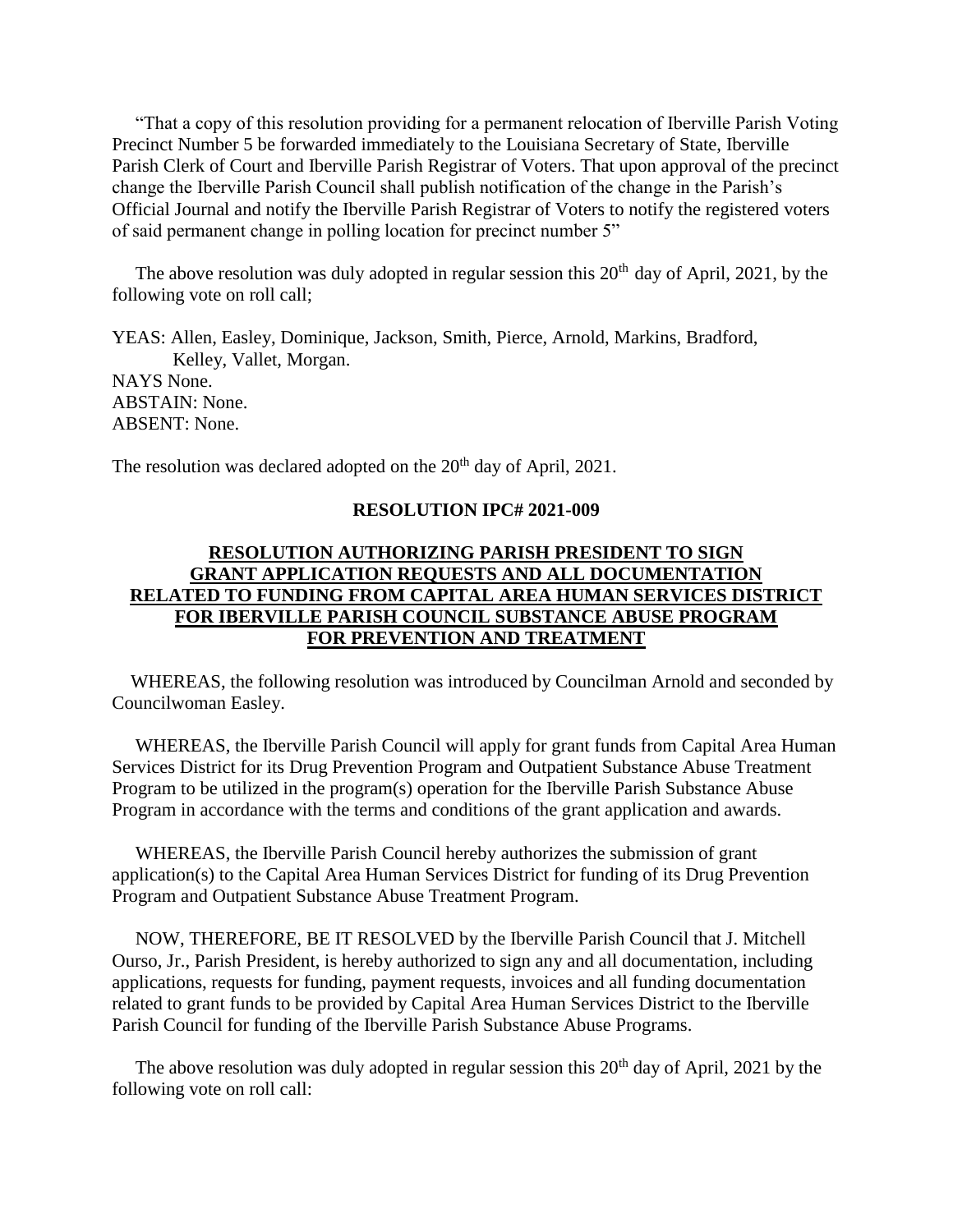"That a copy of this resolution providing for a permanent relocation of Iberville Parish Voting Precinct Number 5 be forwarded immediately to the Louisiana Secretary of State, Iberville Parish Clerk of Court and Iberville Parish Registrar of Voters. That upon approval of the precinct change the Iberville Parish Council shall publish notification of the change in the Parish's Official Journal and notify the Iberville Parish Registrar of Voters to notify the registered voters of said permanent change in polling location for precinct number 5"

The above resolution was duly adopted in regular session this 20th day of April, 2021, by the following vote on roll call;

YEAS: Allen, Easley, Dominique, Jackson, Smith, Pierce, Arnold, Markins, Bradford, Kelley, Vallet, Morgan.
NAYS None.
ABSTAIN: None.
ABSENT: None.

The resolution was declared adopted on the 20th day of April, 2021.

**RESOLUTION IPC# 2021-009**

**RESOLUTION AUTHORIZING PARISH PRESIDENT TO SIGN GRANT APPLICATION REQUESTS AND ALL DOCUMENTATION RELATED TO FUNDING FROM CAPITAL AREA HUMAN SERVICES DISTRICT FOR IBERVILLE PARISH COUNCIL SUBSTANCE ABUSE PROGRAM FOR PREVENTION AND TREATMENT**

WHEREAS, the following resolution was introduced by Councilman Arnold and seconded by Councilwoman Easley.

WHEREAS, the Iberville Parish Council will apply for grant funds from Capital Area Human Services District for its Drug Prevention Program and Outpatient Substance Abuse Treatment Program to be utilized in the program(s) operation for the Iberville Parish Substance Abuse Program in accordance with the terms and conditions of the grant application and awards.

WHEREAS, the Iberville Parish Council hereby authorizes the submission of grant application(s) to the Capital Area Human Services District for funding of its Drug Prevention Program and Outpatient Substance Abuse Treatment Program.

NOW, THEREFORE, BE IT RESOLVED by the Iberville Parish Council that J. Mitchell Ourso, Jr., Parish President, is hereby authorized to sign any and all documentation, including applications, requests for funding, payment requests, invoices and all funding documentation related to grant funds to be provided by Capital Area Human Services District to the Iberville Parish Council for funding of the Iberville Parish Substance Abuse Programs.

The above resolution was duly adopted in regular session this 20th day of April, 2021 by the following vote on roll call: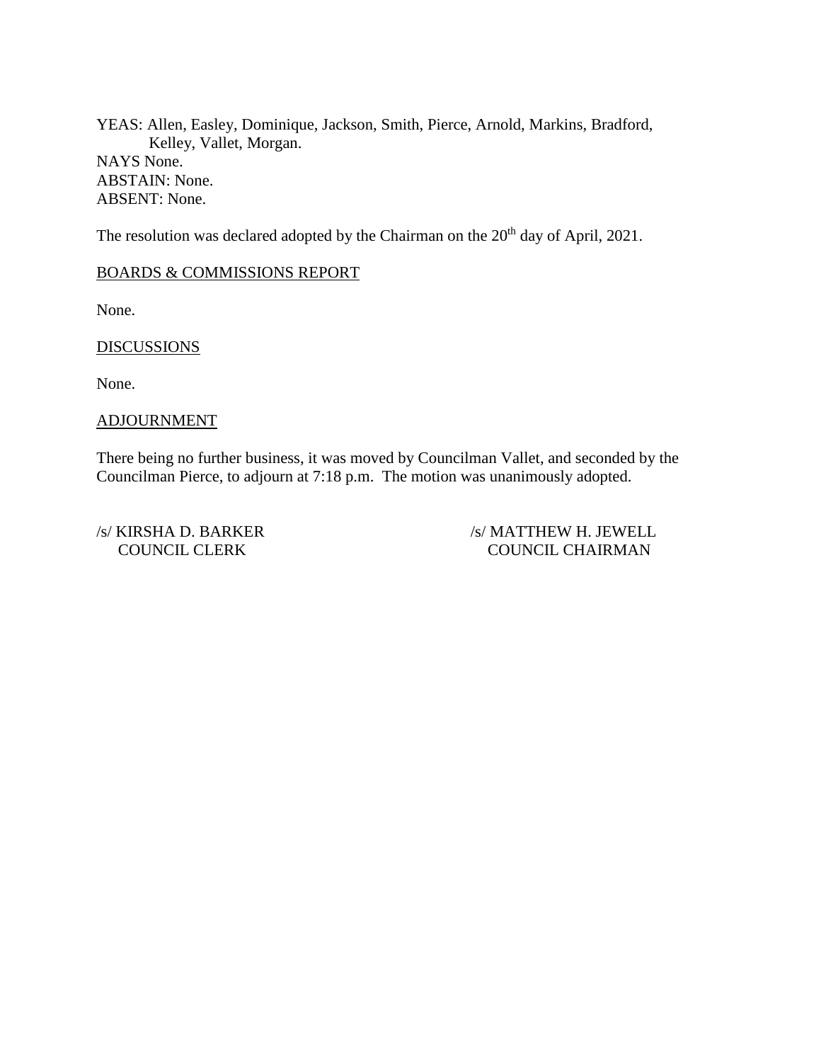YEAS: Allen, Easley, Dominique, Jackson, Smith, Pierce, Arnold, Markins, Bradford, Kelley, Vallet, Morgan.
NAYS None.
ABSTAIN: None.
ABSENT: None.

The resolution was declared adopted by the Chairman on the 20th day of April, 2021.

BOARDS & COMMISSIONS REPORT

None.

DISCUSSIONS

None.

ADJOURNMENT

There being no further business, it was moved by Councilman Vallet, and seconded by the Councilman Pierce, to adjourn at 7:18 p.m. The motion was unanimously adopted.

/s/ KIRSHA D. BARKER
COUNCIL CLERK

/s/ MATTHEW H. JEWELL
COUNCIL CHAIRMAN